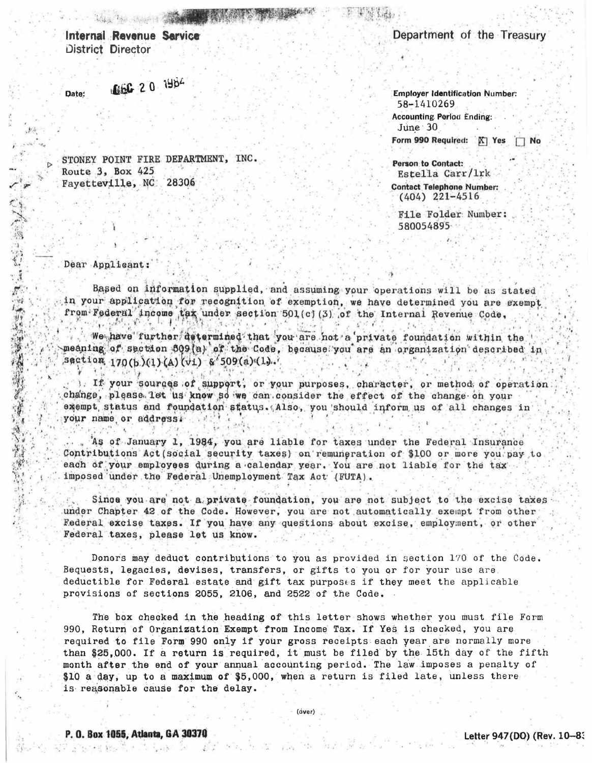**Internal Revenue Service**
District Director

Department of the Treasury

Date: DEC 20 1984

Employer Identification Number: 58-1410269
Accounting Period Ending: June 30
Form 990 Required: [X] Yes [ ] No

Person to Contact: Estella Carr/lrk
Contact Telephone Number: (404) 221-4516

File Folder Number: 580054895

STONEY POINT FIRE DEPARTMENT, INC.
Route 3, Box 425
Fayetteville, NC 28306

Dear Applicant:

Based on information supplied, and assuming your operations will be as stated in your application for recognition of exemption, we have determined you are exempt from Federal income tax under section 501(c)(3) of the Internal Revenue Code.

We have further determined that you are not a private foundation within the meaning of section 509(a) of the Code, because you are an organization described in section 170(b)(1)(A)(vi) & 509(a)(1).

If your sources of support, or your purposes, character, or method of operation change, please let us know so we can consider the effect of the change on your exempt status and foundation status. Also, you should inform us of all changes in your name or address.

As of January 1, 1984, you are liable for taxes under the Federal Insurance Contributions Act (social security taxes) on remuneration of $100 or more you pay to each of your employees during a calendar year. You are not liable for the tax imposed under the Federal Unemployment Tax Act (FUTA).

Since you are not a private foundation, you are not subject to the excise taxes under Chapter 42 of the Code. However, you are not automatically exempt from other Federal excise taxes. If you have any questions about excise, employment, or other Federal taxes, please let us know.

Donors may deduct contributions to you as provided in section 170 of the Code. Bequests, legacies, devises, transfers, or gifts to you or for your use are deductible for Federal estate and gift tax purposes if they meet the applicable provisions of sections 2055, 2106, and 2522 of the Code.

The box checked in the heading of this letter shows whether you must file Form 990, Return of Organization Exempt from Income Tax. If Yes is checked, you are required to file Form 990 only if your gross receipts each year are normally more than $25,000. If a return is required, it must be filed by the 15th day of the fifth month after the end of your annual accounting period. The law imposes a penalty of $10 a day, up to a maximum of $5,000, when a return is filed late, unless there is reasonable cause for the delay.

(over)

**P. O. Box 1055, Atlanta, GA 30370**

Letter 947(DO) (Rev. 10-83)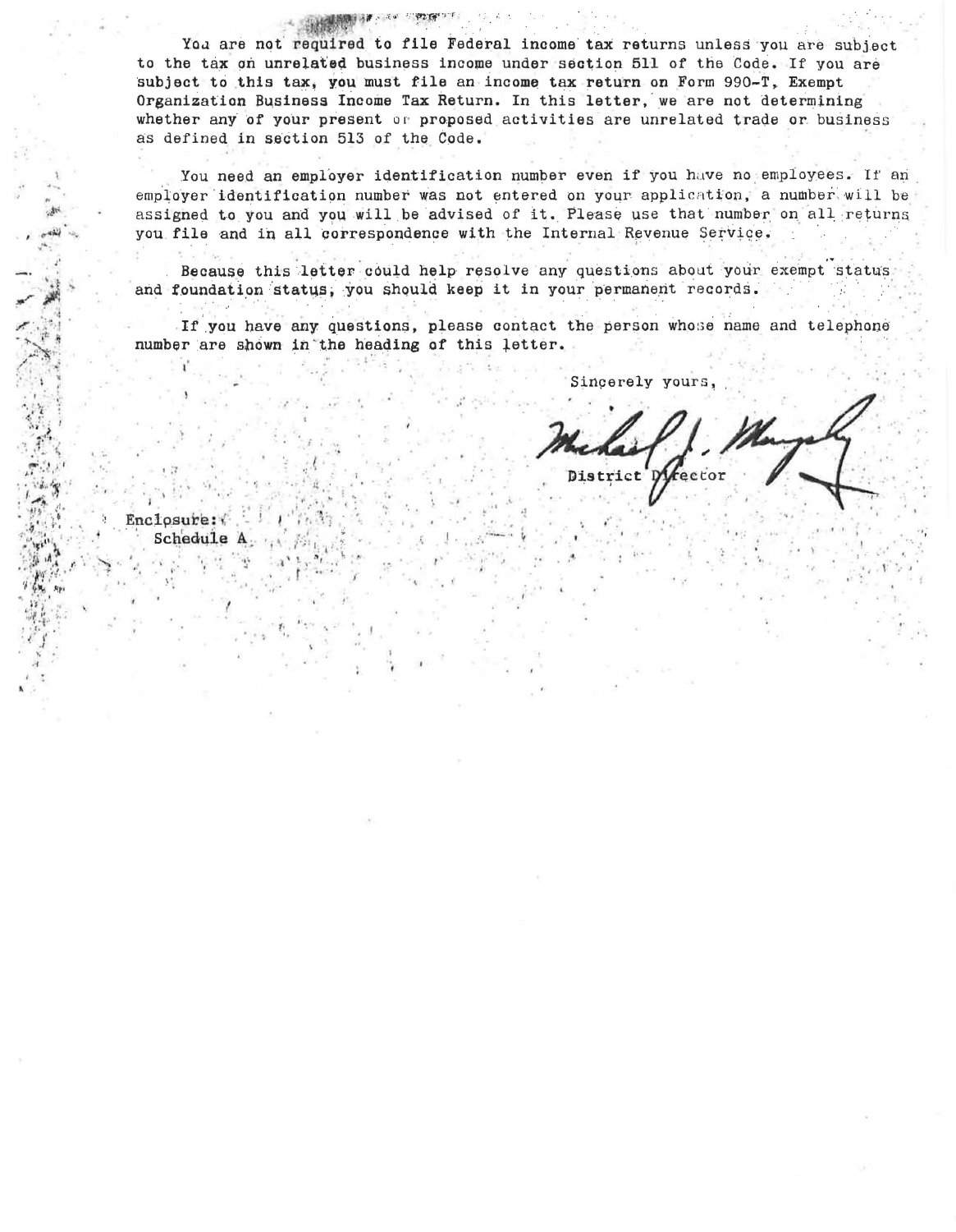You are not required to file Federal income tax returns unless you are subject to the tax on unrelated business income under section 511 of the Code. If you are subject to this tax, you must file an income tax return on Form 990-T, Exempt Organization Business Income Tax Return. In this letter, we are not determining whether any of your present or proposed activities are unrelated trade or business as defined in section 513 of the Code.

You need an employer identification number even if you have no employees. If an employer identification number was not entered on your application, a number will be assigned to you and you will be advised of it. Please use that number on all returns you file and in all correspondence with the Internal Revenue Service.

Because this letter could help resolve any questions about your exempt status and foundation status, you should keep it in your permanent records.

If you have any questions, please contact the person whose name and telephone number are shown in the heading of this letter.

Sincerely yours,

Michael J. Murphy

District Director

Enclosure:
Schedule A